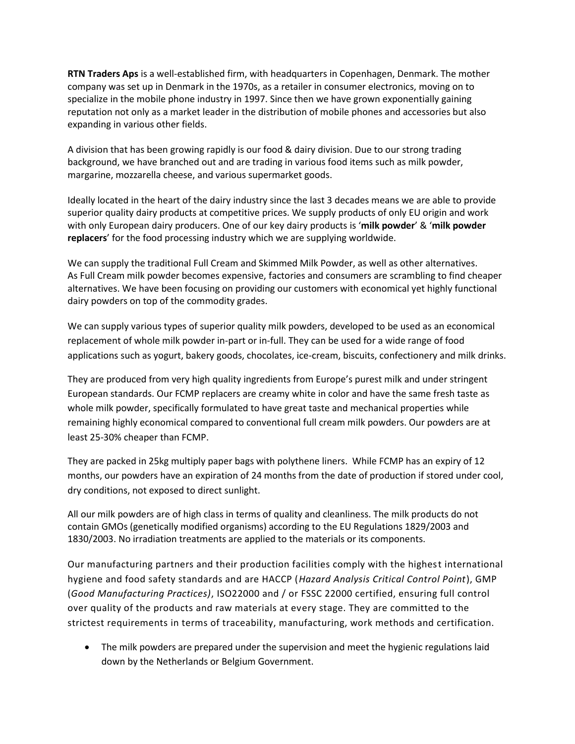**RTN Traders Aps** is a well-established firm, with headquarters in Copenhagen, Denmark. The mother company was set up in Denmark in the 1970s, as a retailer in consumer electronics, moving on to specialize in the mobile phone industry in 1997. Since then we have grown exponentially gaining reputation not only as a market leader in the distribution of mobile phones and accessories but also expanding in various other fields.

A division that has been growing rapidly is our food & dairy division. Due to our strong trading background, we have branched out and are trading in various food items such as milk powder, margarine, mozzarella cheese, and various supermarket goods.

Ideally located in the heart of the dairy industry since the last 3 decades means we are able to provide superior quality dairy products at competitive prices. We supply products of only EU origin and work with only European dairy producers. One of our key dairy products is '**milk powder**' & '**milk powder replacers**' for the food processing industry which we are supplying worldwide.

We can supply the traditional Full Cream and Skimmed Milk Powder, as well as other alternatives. As Full Cream milk powder becomes expensive, factories and consumers are scrambling to find cheaper alternatives. We have been focusing on providing our customers with economical yet highly functional dairy powders on top of the commodity grades.

We can supply various types of superior quality milk powders, developed to be used as an economical replacement of whole milk powder in-part or in-full. They can be used for a wide range of food applications such as yogurt, bakery goods, chocolates, ice-cream, biscuits, confectionery and milk drinks.

They are produced from very high quality ingredients from Europe's purest milk and under stringent European standards. Our FCMP replacers are creamy white in color and have the same fresh taste as whole milk powder, specifically formulated to have great taste and mechanical properties while remaining highly economical compared to conventional full cream milk powders. Our powders are at least 25-30% cheaper than FCMP.

They are packed in 25kg multiply paper bags with polythene liners. While FCMP has an expiry of 12 months, our powders have an expiration of 24 months from the date of production if stored under cool, dry conditions, not exposed to direct sunlight.

All our milk powders are of high class in terms of quality and cleanliness. The milk products do not contain GMOs (genetically modified organisms) according to the EU Regulations 1829/2003 and 1830/2003. No irradiation treatments are applied to the materials or its components.

Our manufacturing partners and their production facilities comply with the highest international hygiene and food safety standards and are HACCP (*Hazard Analysis Critical Control Point*), GMP (*Good Manufacturing Practices)*, ISO22000 and / or FSSC 22000 certified, ensuring full control over quality of the products and raw materials at every stage. They are committed to the strictest requirements in terms of traceability, manufacturing, work methods and certification.

- The milk powders are prepared under the supervision and meet the hygienic regulations laid down by the Netherlands or Belgium Government.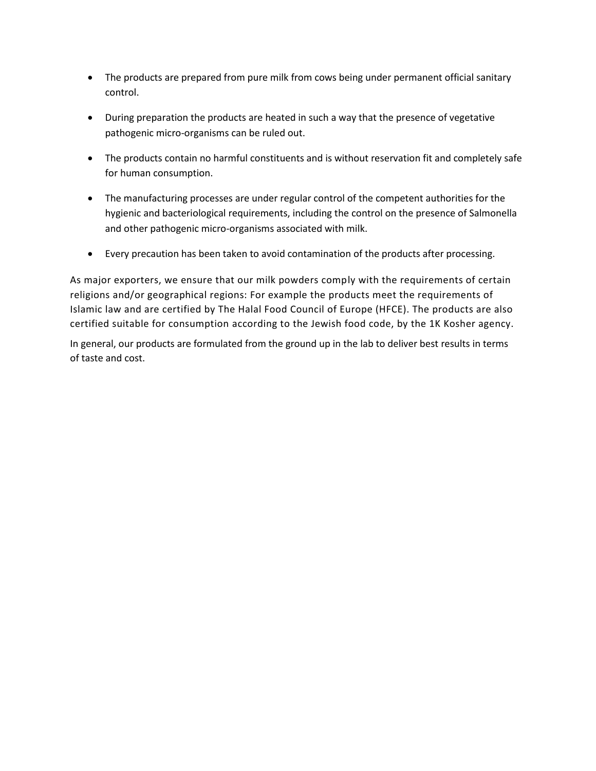- The products are prepared from pure milk from cows being under permanent official sanitary control.
- During preparation the products are heated in such a way that the presence of vegetative pathogenic micro-organisms can be ruled out.
- The products contain no harmful constituents and is without reservation fit and completely safe for human consumption.
- The manufacturing processes are under regular control of the competent authorities for the hygienic and bacteriological requirements, including the control on the presence of Salmonella and other pathogenic micro-organisms associated with milk.
- Every precaution has been taken to avoid contamination of the products after processing.

As major exporters, we ensure that our milk powders comply with the requirements of certain religions and/or geographical regions: For example the products meet the requirements of Islamic law and are certified by The Halal Food Council of Europe (HFCE). The products are also certified suitable for consumption according to the Jewish food code, by the 1K Kosher agency.

In general, our products are formulated from the ground up in the lab to deliver best results in terms of taste and cost.